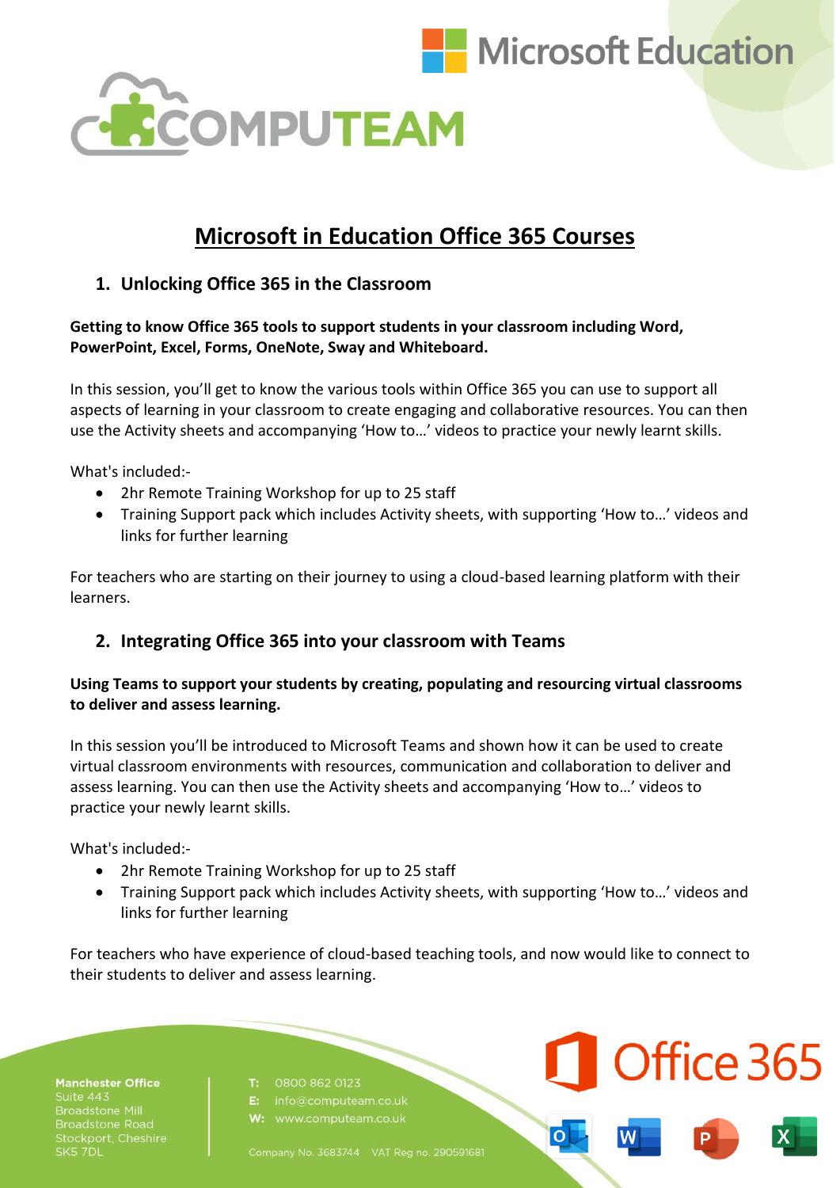# Microsoft in Education Office 365 Courses

## 1. Unlocking Office 365 in the Classroom

**Getting to know Office 365 tools to support students in your classroom including Word, PowerPoint, Excel, Forms, OneNote, Sway and Whiteboard.**

In this session, you'll get to know the various tools within Office 365 you can use to support all aspects of learning in your classroom to create engaging and collaborative resources. You can then use the Activity sheets and accompanying 'How to…' videos to practice your newly learnt skills.

What's included:-

- 2hr Remote Training Workshop for up to 25 staff
- Training Support pack which includes Activity sheets, with supporting 'How to…' videos and links for further learning

For teachers who are starting on their journey to using a cloud-based learning platform with their learners.

## 2. Integrating Office 365 into your classroom with Teams

**Using Teams to support your students by creating, populating and resourcing virtual classrooms to deliver and assess learning.**

In this session you'll be introduced to Microsoft Teams and shown how it can be used to create virtual classroom environments with resources, communication and collaboration to deliver and assess learning. You can then use the Activity sheets and accompanying 'How to…' videos to practice your newly learnt skills.

What's included:-

- 2hr Remote Training Workshop for up to 25 staff
- Training Support pack which includes Activity sheets, with supporting 'How to…' videos and links for further learning

For teachers who have experience of cloud-based teaching tools, and now would like to connect to their students to deliver and assess learning.

**Manchester Office**
Suite 443
Broadstone Mill
Broadstone Road
Stockport, Cheshire
SK5 7DL

**T:** 0800 862 0123
**E:** info@computeam.co.uk
**W:** www.computeam.co.uk

Company No. 3683744 VAT Reg no. 290591681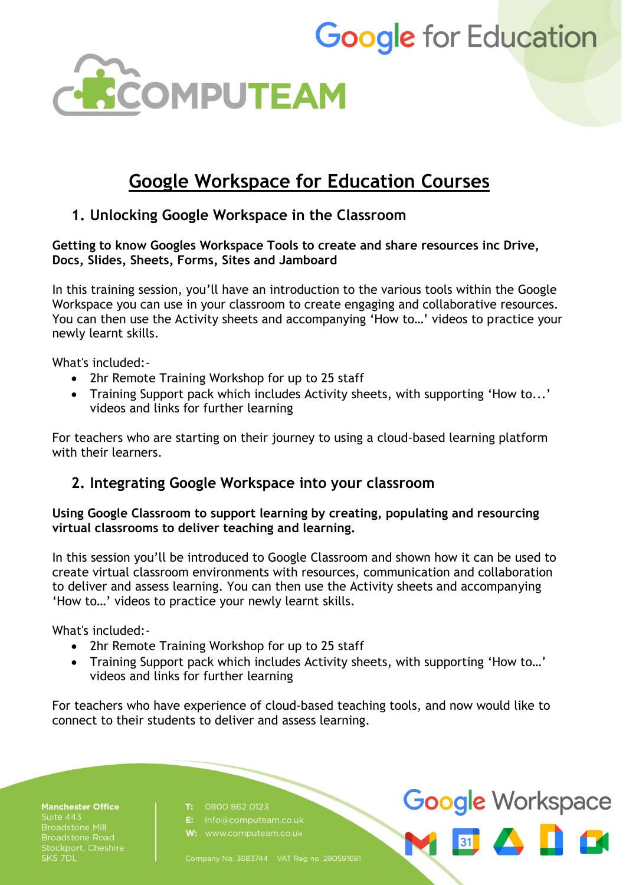# Google Workspace for Education Courses

## 1. Unlocking Google Workspace in the Classroom

**Getting to know Googles Workspace Tools to create and share resources inc Drive, Docs, Slides, Sheets, Forms, Sites and Jamboard**

In this training session, you'll have an introduction to the various tools within the Google Workspace you can use in your classroom to create engaging and collaborative resources. You can then use the Activity sheets and accompanying 'How to…' videos to practice your newly learnt skills.

What's included:-

- 2hr Remote Training Workshop for up to 25 staff
- Training Support pack which includes Activity sheets, with supporting 'How to...' videos and links for further learning

For teachers who are starting on their journey to using a cloud-based learning platform with their learners.

## 2. Integrating Google Workspace into your classroom

**Using Google Classroom to support learning by creating, populating and resourcing virtual classrooms to deliver teaching and learning.**

In this session you'll be introduced to Google Classroom and shown how it can be used to create virtual classroom environments with resources, communication and collaboration to deliver and assess learning. You can then use the Activity sheets and accompanying 'How to…' videos to practice your newly learnt skills.

What's included:-

- 2hr Remote Training Workshop for up to 25 staff
- Training Support pack which includes Activity sheets, with supporting 'How to…' videos and links for further learning

For teachers who have experience of cloud-based teaching tools, and now would like to connect to their students to deliver and assess learning.